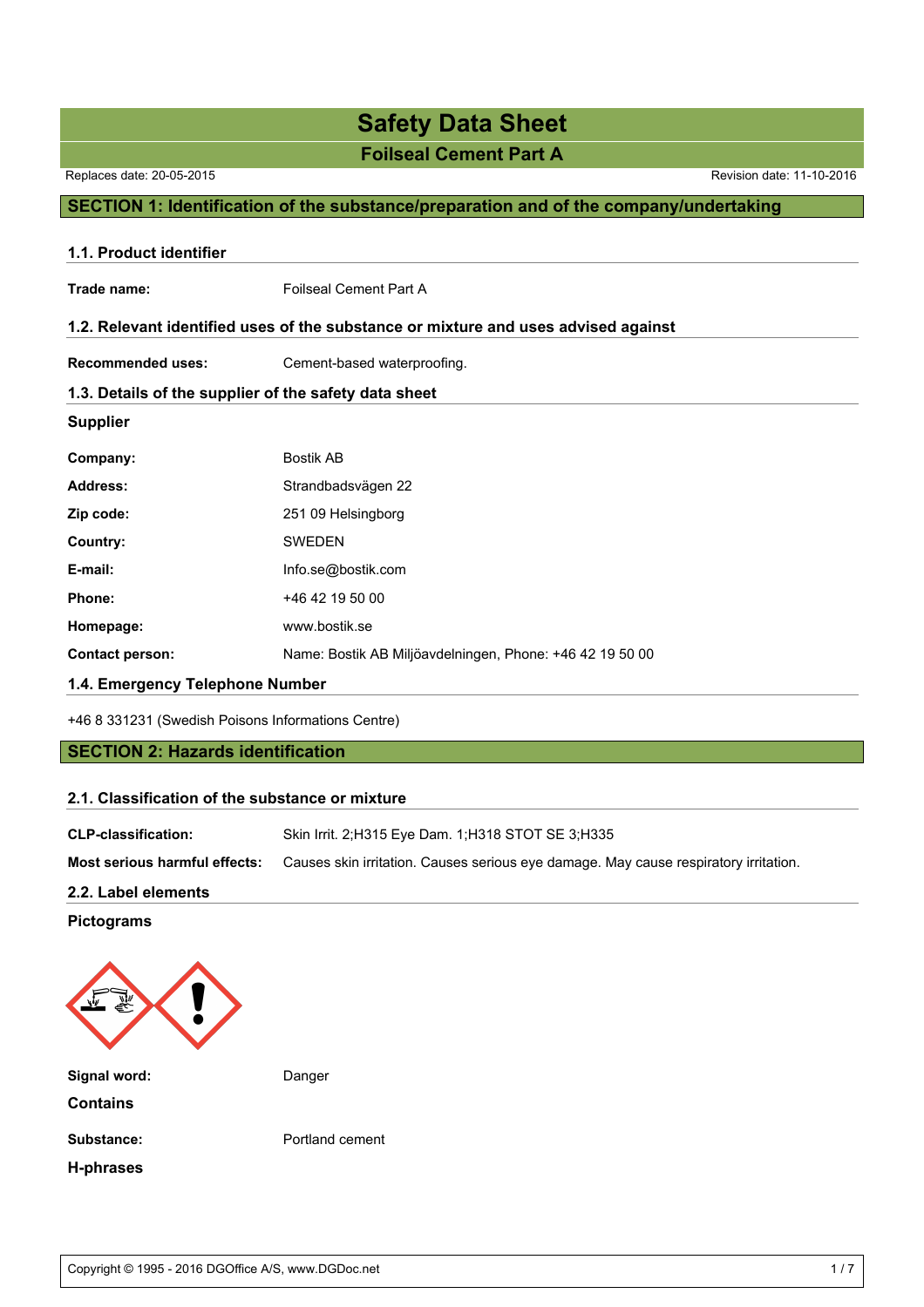# Safety Data Sheet

## Foilseal Cement Part A

Replaces date: 20-05-2015

Revision date: 11-10-2016

## SECTION 1: Identification of the substance/preparation and of the company/undertaking

### 1.1. Product identifier

**Trade name:** Foilseal Cement Part A

### 1.2. Relevant identified uses of the substance or mixture and uses advised against

**Recommended uses:** Cement-based waterproofing.

### 1.3. Details of the supplier of the safety data sheet

**Supplier**

**Company:** Bostik AB

**Address:** Strandbadsvägen 22

**Zip code:** 251 09 Helsingborg

**Country:** SWEDEN

**E-mail:** Info.se@bostik.com

**Phone:** +46 42 19 50 00

**Homepage:** www.bostik.se

**Contact person:** Name: Bostik AB Miljöavdelningen, Phone: +46 42 19 50 00

### 1.4. Emergency Telephone Number

+46 8 331231 (Swedish Poisons Informations Centre)

## SECTION 2: Hazards identification

### 2.1. Classification of the substance or mixture

**CLP-classification:** Skin Irrit. 2;H315 Eye Dam. 1;H318 STOT SE 3;H335

**Most serious harmful effects:** Causes skin irritation. Causes serious eye damage. May cause respiratory irritation.

### 2.2. Label elements

**Pictograms**

**Signal word:** Danger

**Contains**

**Substance:** Portland cement

**H-phrases**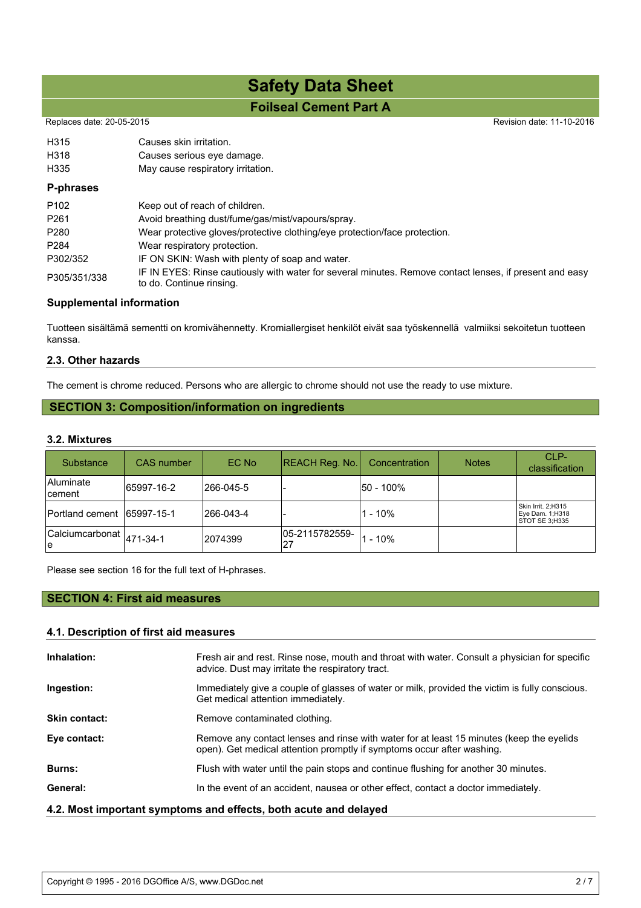| | |
|---|---|
| H315 | Causes skin irritation. |
| H318 | Causes serious eye damage. |
| H335 | May cause respiratory irritation. |

**P-phrases**

| | |
|---|---|
| P102 | Keep out of reach of children. |
| P261 | Avoid breathing dust/fume/gas/mist/vapours/spray. |
| P280 | Wear protective gloves/protective clothing/eye protection/face protection. |
| P284 | Wear respiratory protection. |
| P302/352 | IF ON SKIN: Wash with plenty of soap and water. |
| P305/351/338 | IF IN EYES: Rinse cautiously with water for several minutes. Remove contact lenses, if present and easy to do. Continue rinsing. |

**Supplemental information**

Tuotteen sisältämä sementti on kromivähennetty. Kromiallergiset henkilöt eivät saa työskennellä valmiiksi sekoitetun tuotteen kanssa.

### 2.3. Other hazards

The cement is chrome reduced. Persons who are allergic to chrome should not use the ready to use mixture.

## SECTION 3: Composition/information on ingredients

### 3.2. Mixtures

| Substance | CAS number | EC No | REACH Reg. No. | Concentration | Notes | CLP-classification |
|---|---|---|---|---|---|---|
| Aluminate cement | 65997-16-2 | 266-045-5 | - | 50 - 100% | | |
| Portland cement | 65997-15-1 | 266-043-4 | - | 1 - 10% | | Skin Irrit. 2;H315 Eye Dam. 1;H318 STOT SE 3;H335 |
| Calciumcarbonate | 471-34-1 | 2074399 | 05-2115782559-27 | 1 - 10% | | |

Please see section 16 for the full text of H-phrases.

## SECTION 4: First aid measures

### 4.1. Description of first aid measures

| | |
|---|---|
| **Inhalation:** | Fresh air and rest. Rinse nose, mouth and throat with water. Consult a physician for specific advice. Dust may irritate the respiratory tract. |
| **Ingestion:** | Immediately give a couple of glasses of water or milk, provided the victim is fully conscious. Get medical attention immediately. |
| **Skin contact:** | Remove contaminated clothing. |
| **Eye contact:** | Remove any contact lenses and rinse with water for at least 15 minutes (keep the eyelids open). Get medical attention promptly if symptoms occur after washing. |
| **Burns:** | Flush with water until the pain stops and continue flushing for another 30 minutes. |
| **General:** | In the event of an accident, nausea or other effect, contact a doctor immediately. |

### 4.2. Most important symptoms and effects, both acute and delayed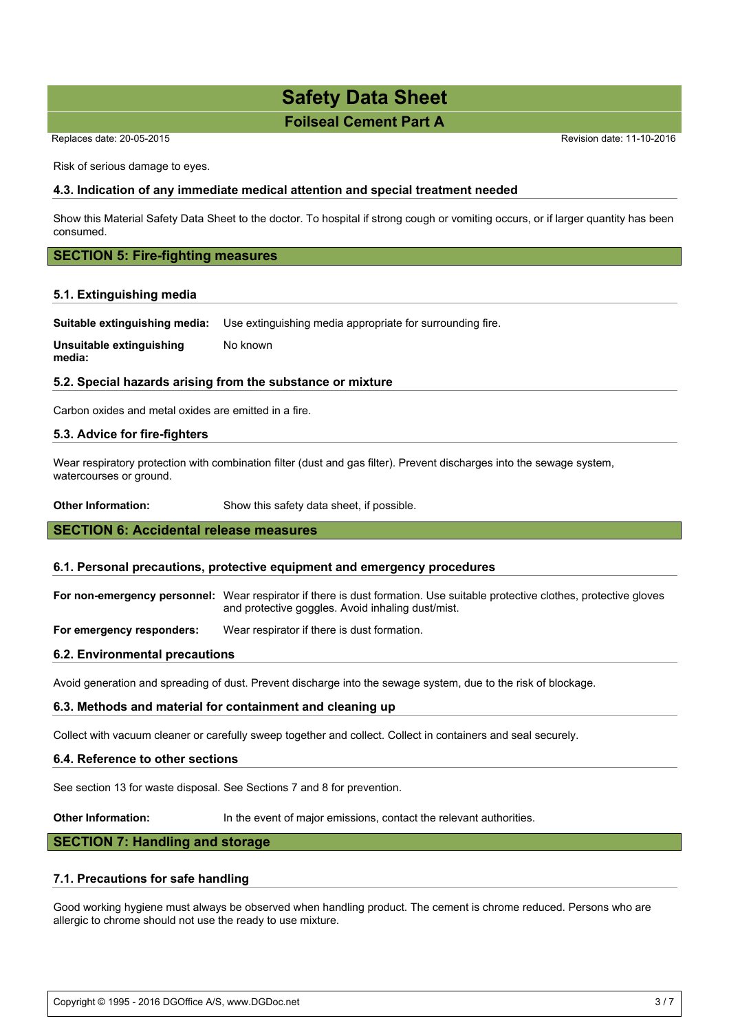Risk of serious damage to eyes.

### 4.3. Indication of any immediate medical attention and special treatment needed

Show this Material Safety Data Sheet to the doctor. To hospital if strong cough or vomiting occurs, or if larger quantity has been consumed.

## SECTION 5: Fire-fighting measures

### 5.1. Extinguishing media

**Suitable extinguishing media:** Use extinguishing media appropriate for surrounding fire.

**Unsuitable extinguishing media:** No known

### 5.2. Special hazards arising from the substance or mixture

Carbon oxides and metal oxides are emitted in a fire.

### 5.3. Advice for fire-fighters

Wear respiratory protection with combination filter (dust and gas filter). Prevent discharges into the sewage system, watercourses or ground.

**Other Information:** Show this safety data sheet, if possible.

## SECTION 6: Accidental release measures

### 6.1. Personal precautions, protective equipment and emergency procedures

**For non-emergency personnel:** Wear respirator if there is dust formation. Use suitable protective clothes, protective gloves and protective goggles. Avoid inhaling dust/mist.

**For emergency responders:** Wear respirator if there is dust formation.

### 6.2. Environmental precautions

Avoid generation and spreading of dust. Prevent discharge into the sewage system, due to the risk of blockage.

### 6.3. Methods and material for containment and cleaning up

Collect with vacuum cleaner or carefully sweep together and collect. Collect in containers and seal securely.

### 6.4. Reference to other sections

See section 13 for waste disposal. See Sections 7 and 8 for prevention.

**Other Information:** In the event of major emissions, contact the relevant authorities.

## SECTION 7: Handling and storage

### 7.1. Precautions for safe handling

Good working hygiene must always be observed when handling product. The cement is chrome reduced. Persons who are allergic to chrome should not use the ready to use mixture.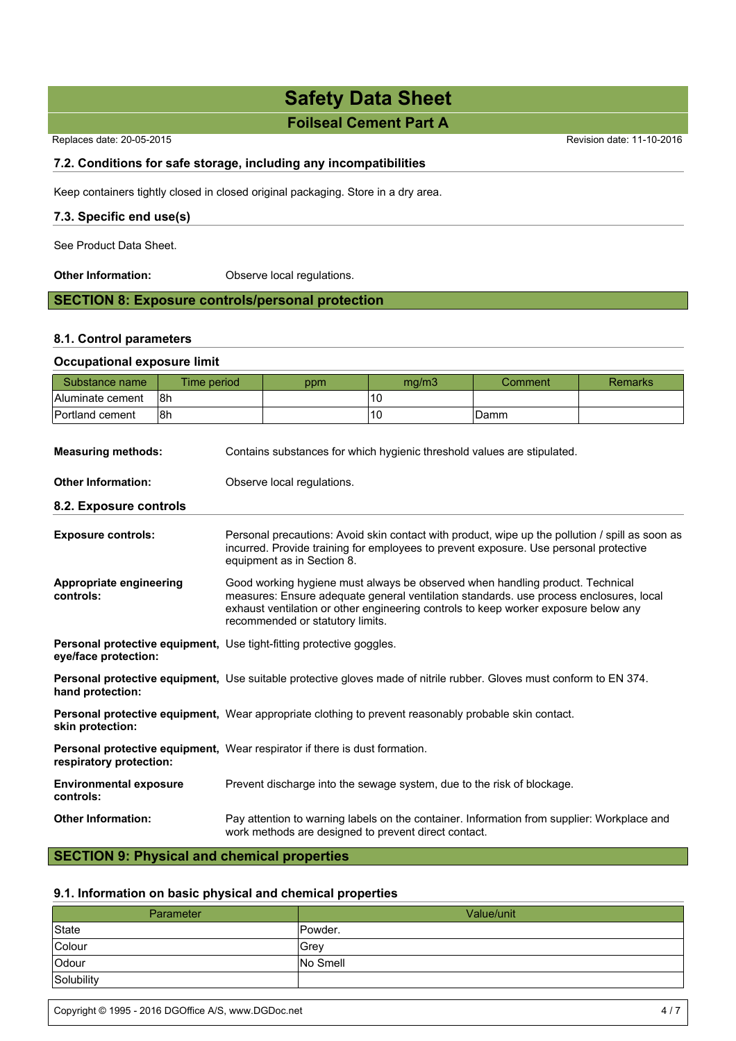### 7.2. Conditions for safe storage, including any incompatibilities

Keep containers tightly closed in closed original packaging. Store in a dry area.

### 7.3. Specific end use(s)

See Product Data Sheet.

**Other Information:** Observe local regulations.

## SECTION 8: Exposure controls/personal protection

### 8.1. Control parameters

#### Occupational exposure limit

| Substance name | Time period | ppm | mg/m3 | Comment | Remarks |
|---|---|---|---|---|---|
| Aluminate cement | 8h | | 10 | | |
| Portland cement | 8h | | 10 | Damm | |

**Measuring methods:** Contains substances for which hygienic threshold values are stipulated.

**Other Information:** Observe local regulations.

### 8.2. Exposure controls

**Exposure controls:** Personal precautions: Avoid skin contact with product, wipe up the pollution / spill as soon as incurred. Provide training for employees to prevent exposure. Use personal protective equipment as in Section 8.

**Appropriate engineering controls:** Good working hygiene must always be observed when handling product. Technical measures: Ensure adequate general ventilation standards. use process enclosures, local exhaust ventilation or other engineering controls to keep worker exposure below any recommended or statutory limits.

**Personal protective equipment, eye/face protection:** Use tight-fitting protective goggles.

**Personal protective equipment, hand protection:** Use suitable protective gloves made of nitrile rubber. Gloves must conform to EN 374.

**Personal protective equipment, skin protection:** Wear appropriate clothing to prevent reasonably probable skin contact.

**Personal protective equipment, respiratory protection:** Wear respirator if there is dust formation.

**Environmental exposure controls:** Prevent discharge into the sewage system, due to the risk of blockage.

**Other Information:** Pay attention to warning labels on the container. Information from supplier: Workplace and work methods are designed to prevent direct contact.

## SECTION 9: Physical and chemical properties

### 9.1. Information on basic physical and chemical properties

| Parameter | Value/unit |
|---|---|
| State | Powder. |
| Colour | Grey |
| Odour | No Smell |
| Solubility | |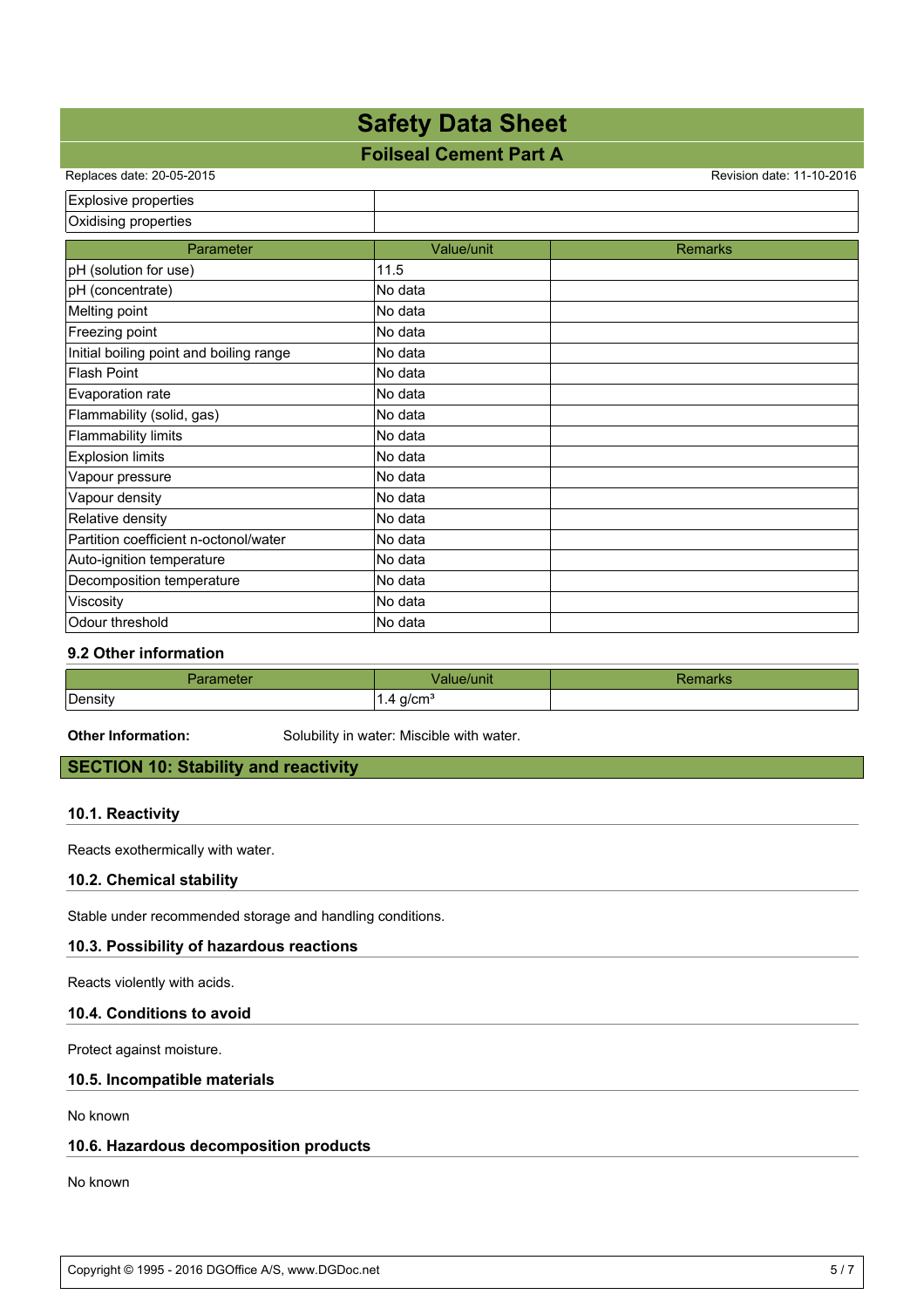| | |
|---|---|
| Explosive properties | |
| Oxidising properties | |

| Parameter | Value/unit | Remarks |
|---|---|---|
| pH (solution for use) | 11.5 | |
| pH (concentrate) | No data | |
| Melting point | No data | |
| Freezing point | No data | |
| Initial boiling point and boiling range | No data | |
| Flash Point | No data | |
| Evaporation rate | No data | |
| Flammability (solid, gas) | No data | |
| Flammability limits | No data | |
| Explosion limits | No data | |
| Vapour pressure | No data | |
| Vapour density | No data | |
| Relative density | No data | |
| Partition coefficient n-octonol/water | No data | |
| Auto-ignition temperature | No data | |
| Decomposition temperature | No data | |
| Viscosity | No data | |
| Odour threshold | No data | |

### 9.2 Other information

| Parameter | Value/unit | Remarks |
|---|---|---|
| Density | 1.4 g/cm³ | |

**Other Information:** Solubility in water: Miscible with water.

## SECTION 10: Stability and reactivity

### 10.1. Reactivity

Reacts exothermically with water.

### 10.2. Chemical stability

Stable under recommended storage and handling conditions.

### 10.3. Possibility of hazardous reactions

Reacts violently with acids.

### 10.4. Conditions to avoid

Protect against moisture.

### 10.5. Incompatible materials

No known

### 10.6. Hazardous decomposition products

No known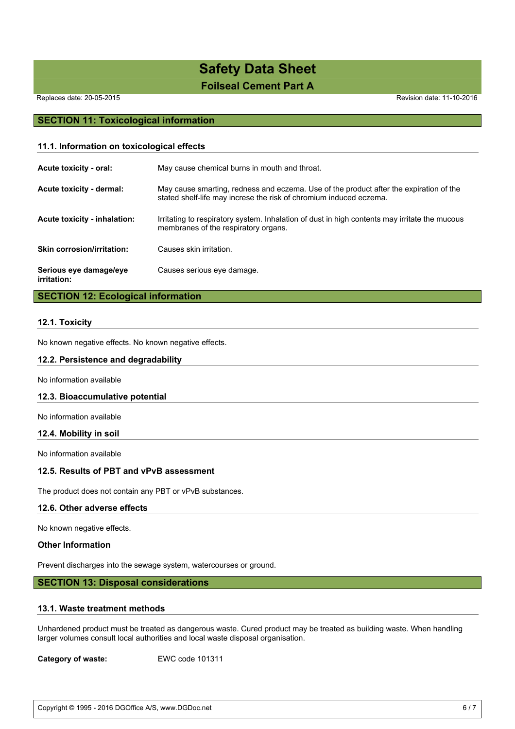## SECTION 11: Toxicological information

### 11.1. Information on toxicological effects

| | |
|---|---|
| **Acute toxicity - oral:** | May cause chemical burns in mouth and throat. |
| **Acute toxicity - dermal:** | May cause smarting, redness and eczema. Use of the product after the expiration of the stated shelf-life may increse the risk of chromium induced eczema. |
| **Acute toxicity - inhalation:** | Irritating to respiratory system. Inhalation of dust in high contents may irritate the mucous membranes of the respiratory organs. |
| **Skin corrosion/irritation:** | Causes skin irritation. |
| **Serious eye damage/eye irritation:** | Causes serious eye damage. |

## SECTION 12: Ecological information

### 12.1. Toxicity

No known negative effects. No known negative effects.

### 12.2. Persistence and degradability

No information available

### 12.3. Bioaccumulative potential

No information available

### 12.4. Mobility in soil

No information available

### 12.5. Results of PBT and vPvB assessment

The product does not contain any PBT or vPvB substances.

### 12.6. Other adverse effects

No known negative effects.

### Other Information

Prevent discharges into the sewage system, watercourses or ground.

## SECTION 13: Disposal considerations

### 13.1. Waste treatment methods

Unhardened product must be treated as dangerous waste. Cured product may be treated as building waste. When handling larger volumes consult local authorities and local waste disposal organisation.

**Category of waste:** EWC code 101311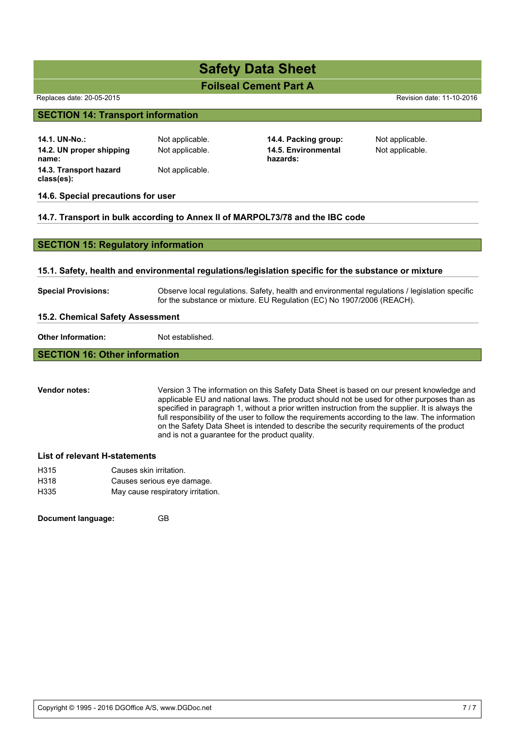## SECTION 14: Transport information

| | | | |
|---|---|---|---|
| **14.1. UN-No.:** | Not applicable. | **14.4. Packing group:** | Not applicable. |
| **14.2. UN proper shipping name:** | Not applicable. | **14.5. Environmental hazards:** | Not applicable. |
| **14.3. Transport hazard class(es):** | Not applicable. | | |

### 14.6. Special precautions for user

### 14.7. Transport in bulk according to Annex II of MARPOL73/78 and the IBC code

## SECTION 15: Regulatory information

### 15.1. Safety, health and environmental regulations/legislation specific for the substance or mixture

**Special Provisions:** Observe local regulations. Safety, health and environmental regulations / legislation specific for the substance or mixture. EU Regulation (EC) No 1907/2006 (REACH).

### 15.2. Chemical Safety Assessment

**Other Information:** Not established.

## SECTION 16: Other information

**Vendor notes:** Version 3 The information on this Safety Data Sheet is based on our present knowledge and applicable EU and national laws. The product should not be used for other purposes than as specified in paragraph 1, without a prior written instruction from the supplier. It is always the full responsibility of the user to follow the requirements according to the law. The information on the Safety Data Sheet is intended to describe the security requirements of the product and is not a guarantee for the product quality.

### List of relevant H-statements

| | |
|---|---|
| H315 | Causes skin irritation. |
| H318 | Causes serious eye damage. |
| H335 | May cause respiratory irritation. |

**Document language:** GB